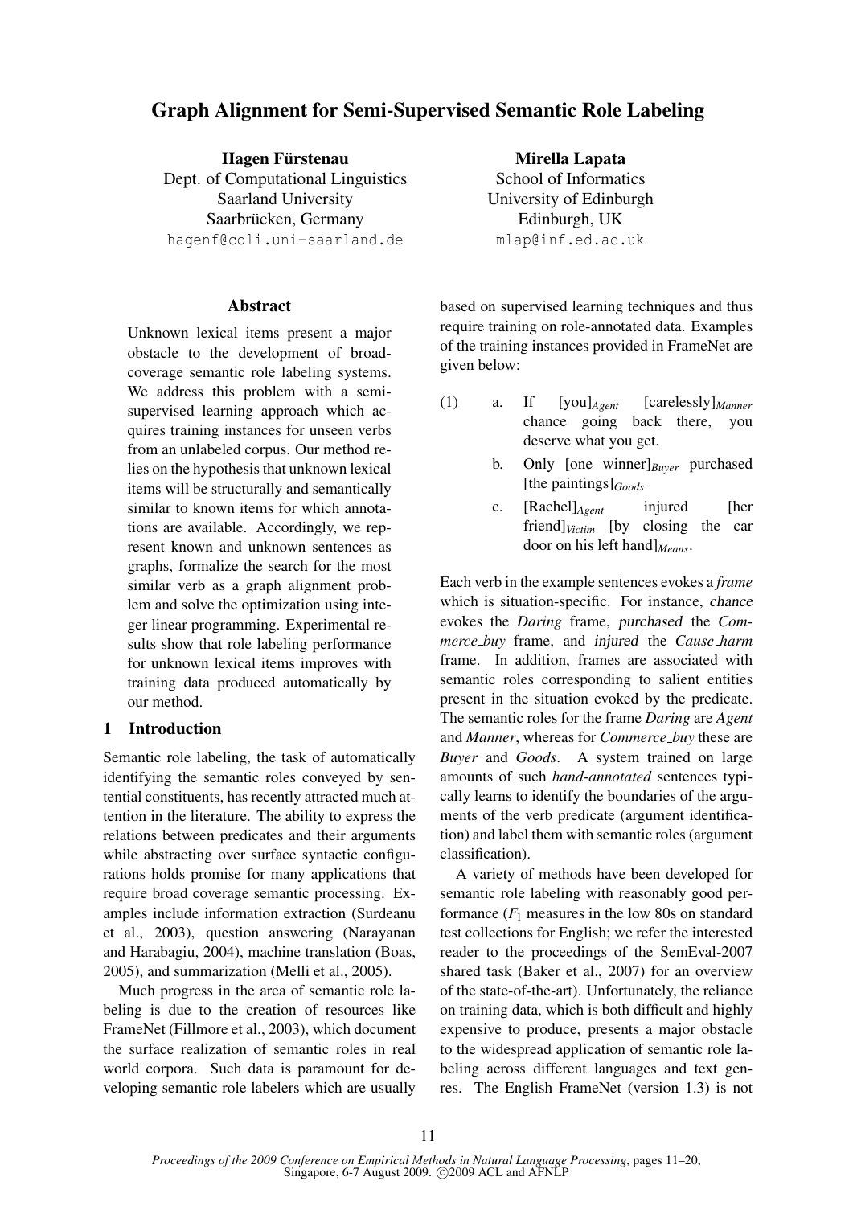# Graph Alignment for Semi-Supervised Semantic Role Labeling

**Hagen Fürstenau**
Dept. of Computational Linguistics
Saarland University
Saarbrücken, Germany
hagenf@coli.uni-saarland.de

**Mirella Lapata**
School of Informatics
University of Edinburgh
Edinburgh, UK
mlap@inf.ed.ac.uk

## Abstract

Unknown lexical items present a major obstacle to the development of broad-coverage semantic role labeling systems. We address this problem with a semi-supervised learning approach which acquires training instances for unseen verbs from an unlabeled corpus. Our method relies on the hypothesis that unknown lexical items will be structurally and semantically similar to known items for which annotations are available. Accordingly, we represent known and unknown sentences as graphs, formalize the search for the most similar verb as a graph alignment problem and solve the optimization using integer linear programming. Experimental results show that role labeling performance for unknown lexical items improves with training data produced automatically by our method.

## 1 Introduction

Semantic role labeling, the task of automatically identifying the semantic roles conveyed by sentential constituents, has recently attracted much attention in the literature. The ability to express the relations between predicates and their arguments while abstracting over surface syntactic configurations holds promise for many applications that require broad coverage semantic processing. Examples include information extraction (Surdeanu et al., 2003), question answering (Narayanan and Harabagiu, 2004), machine translation (Boas, 2005), and summarization (Melli et al., 2005).

Much progress in the area of semantic role labeling is due to the creation of resources like FrameNet (Fillmore et al., 2003), which document the surface realization of semantic roles in real world corpora. Such data is paramount for developing semantic role labelers which are usually based on supervised learning techniques and thus require training on role-annotated data. Examples of the training instances provided in FrameNet are given below:

(1) a. If [you]$_{Agent}$ [carelessly]$_{Manner}$ chance going back there, you deserve what you get.

b. Only [one winner]$_{Buyer}$ purchased [the paintings]$_{Goods}$

c. [Rachel]$_{Agent}$ injured [her friend]$_{Victim}$ [by closing the car door on his left hand]$_{Means}$.

Each verb in the example sentences evokes a *frame* which is situation-specific. For instance, chance evokes the *Daring* frame, purchased the *Commerce_buy* frame, and injured the *Cause_harm* frame. In addition, frames are associated with semantic roles corresponding to salient entities present in the situation evoked by the predicate. The semantic roles for the frame *Daring* are *Agent* and *Manner*, whereas for *Commerce_buy* these are *Buyer* and *Goods*. A system trained on large amounts of such *hand-annotated* sentences typically learns to identify the boundaries of the arguments of the verb predicate (argument identification) and label them with semantic roles (argument classification).

A variety of methods have been developed for semantic role labeling with reasonably good performance ($F_1$ measures in the low 80s on standard test collections for English; we refer the interested reader to the proceedings of the SemEval-2007 shared task (Baker et al., 2007) for an overview of the state-of-the-art). Unfortunately, the reliance on training data, which is both difficult and highly expensive to produce, presents a major obstacle to the widespread application of semantic role labeling across different languages and text genres. The English FrameNet (version 1.3) is not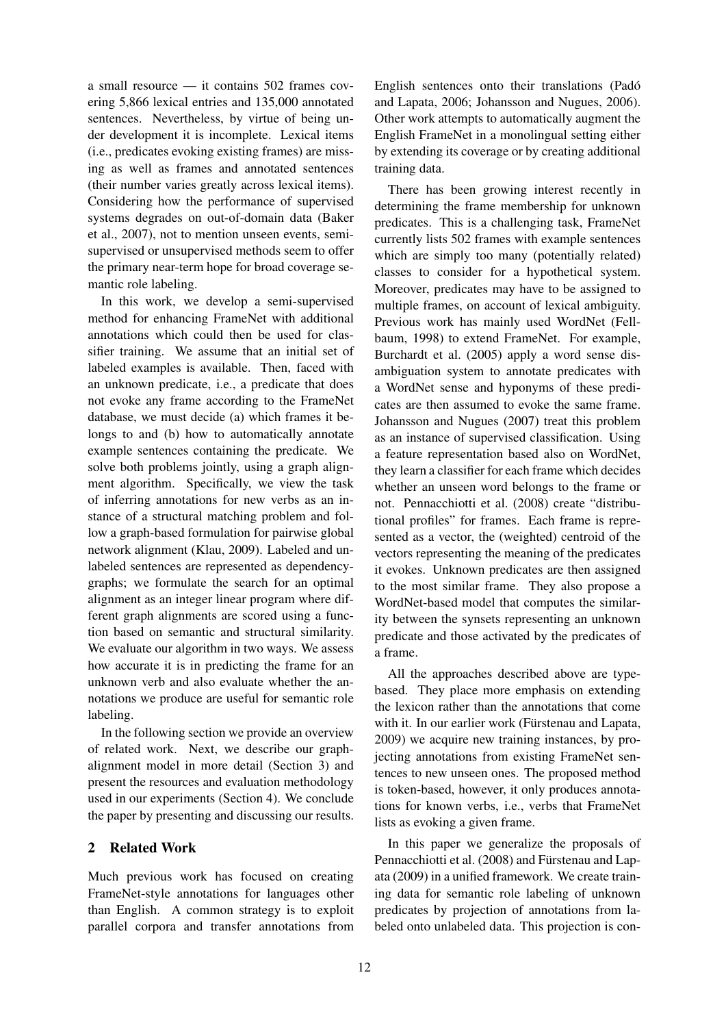a small resource — it contains 502 frames covering 5,866 lexical entries and 135,000 annotated sentences. Nevertheless, by virtue of being under development it is incomplete. Lexical items (i.e., predicates evoking existing frames) are missing as well as frames and annotated sentences (their number varies greatly across lexical items). Considering how the performance of supervised systems degrades on out-of-domain data (Baker et al., 2007), not to mention unseen events, semi-supervised or unsupervised methods seem to offer the primary near-term hope for broad coverage semantic role labeling.

In this work, we develop a semi-supervised method for enhancing FrameNet with additional annotations which could then be used for classifier training. We assume that an initial set of labeled examples is available. Then, faced with an unknown predicate, i.e., a predicate that does not evoke any frame according to the FrameNet database, we must decide (a) which frames it belongs to and (b) how to automatically annotate example sentences containing the predicate. We solve both problems jointly, using a graph alignment algorithm. Specifically, we view the task of inferring annotations for new verbs as an instance of a structural matching problem and follow a graph-based formulation for pairwise global network alignment (Klau, 2009). Labeled and unlabeled sentences are represented as dependency-graphs; we formulate the search for an optimal alignment as an integer linear program where different graph alignments are scored using a function based on semantic and structural similarity. We evaluate our algorithm in two ways. We assess how accurate it is in predicting the frame for an unknown verb and also evaluate whether the annotations we produce are useful for semantic role labeling.

In the following section we provide an overview of related work. Next, we describe our graph-alignment model in more detail (Section 3) and present the resources and evaluation methodology used in our experiments (Section 4). We conclude the paper by presenting and discussing our results.

## 2 Related Work

Much previous work has focused on creating FrameNet-style annotations for languages other than English. A common strategy is to exploit parallel corpora and transfer annotations from English sentences onto their translations (Padó and Lapata, 2006; Johansson and Nugues, 2006). Other work attempts to automatically augment the English FrameNet in a monolingual setting either by extending its coverage or by creating additional training data.

There has been growing interest recently in determining the frame membership for unknown predicates. This is a challenging task, FrameNet currently lists 502 frames with example sentences which are simply too many (potentially related) classes to consider for a hypothetical system. Moreover, predicates may have to be assigned to multiple frames, on account of lexical ambiguity. Previous work has mainly used WordNet (Fellbaum, 1998) to extend FrameNet. For example, Burchardt et al. (2005) apply a word sense disambiguation system to annotate predicates with a WordNet sense and hyponyms of these predicates are then assumed to evoke the same frame. Johansson and Nugues (2007) treat this problem as an instance of supervised classification. Using a feature representation based also on WordNet, they learn a classifier for each frame which decides whether an unseen word belongs to the frame or not. Pennacchiotti et al. (2008) create "distributional profiles" for frames. Each frame is represented as a vector, the (weighted) centroid of the vectors representing the meaning of the predicates it evokes. Unknown predicates are then assigned to the most similar frame. They also propose a WordNet-based model that computes the similarity between the synsets representing an unknown predicate and those activated by the predicates of a frame.

All the approaches described above are type-based. They place more emphasis on extending the lexicon rather than the annotations that come with it. In our earlier work (Fürstenau and Lapata, 2009) we acquire new training instances, by projecting annotations from existing FrameNet sentences to new unseen ones. The proposed method is token-based, however, it only produces annotations for known verbs, i.e., verbs that FrameNet lists as evoking a given frame.

In this paper we generalize the proposals of Pennacchiotti et al. (2008) and Fürstenau and Lapata (2009) in a unified framework. We create training data for semantic role labeling of unknown predicates by projection of annotations from labeled onto unlabeled data. This projection is con-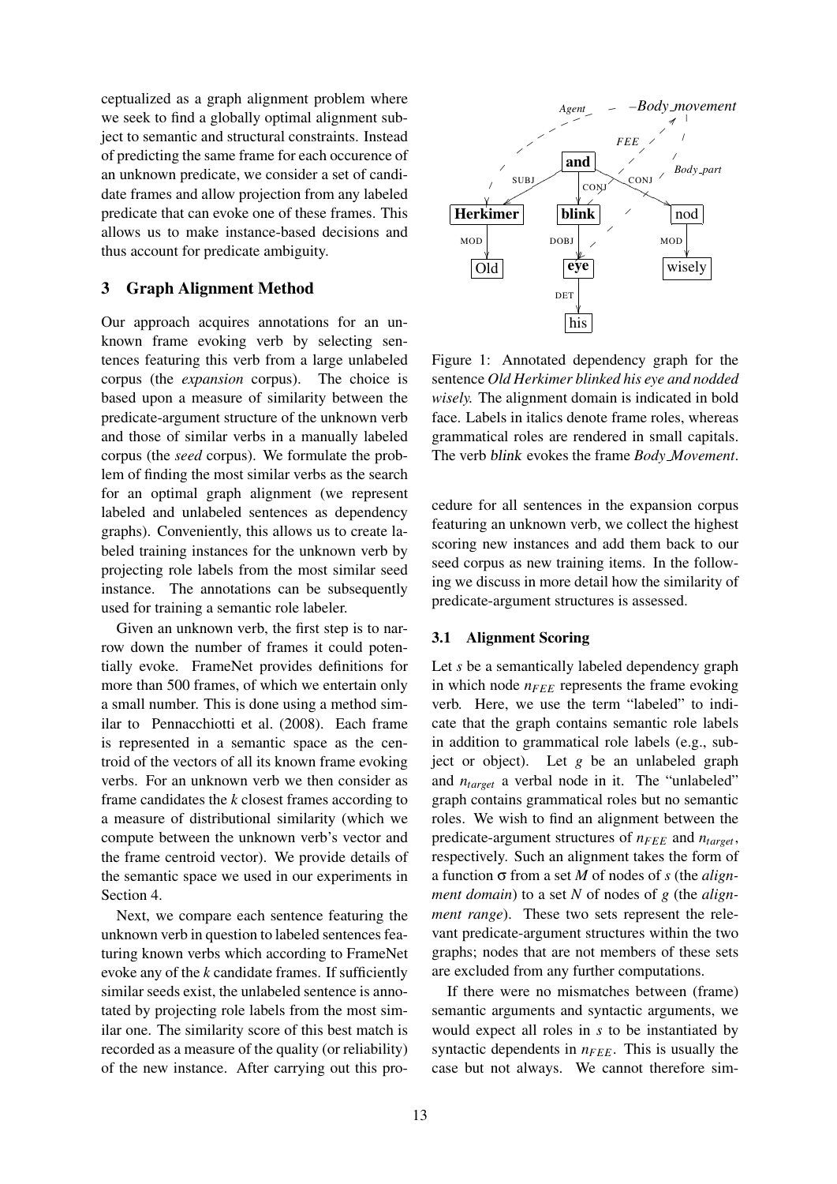ceptualized as a graph alignment problem where we seek to find a globally optimal alignment subject to semantic and structural constraints. Instead of predicting the same frame for each occurence of an unknown predicate, we consider a set of candidate frames and allow projection from any labeled predicate that can evoke one of these frames. This allows us to make instance-based decisions and thus account for predicate ambiguity.

## 3 Graph Alignment Method

Our approach acquires annotations for an unknown frame evoking verb by selecting sentences featuring this verb from a large unlabeled corpus (the *expansion* corpus). The choice is based upon a measure of similarity between the predicate-argument structure of the unknown verb and those of similar verbs in a manually labeled corpus (the *seed* corpus). We formulate the problem of finding the most similar verbs as the search for an optimal graph alignment (we represent labeled and unlabeled sentences as dependency graphs). Conveniently, this allows us to create labeled training instances for the unknown verb by projecting role labels from the most similar seed instance. The annotations can be subsequently used for training a semantic role labeler.

Given an unknown verb, the first step is to narrow down the number of frames it could potentially evoke. FrameNet provides definitions for more than 500 frames, of which we entertain only a small number. This is done using a method similar to Pennacchiotti et al. (2008). Each frame is represented in a semantic space as the centroid of the vectors of all its known frame evoking verbs. For an unknown verb we then consider as frame candidates the $k$ closest frames according to a measure of distributional similarity (which we compute between the unknown verb's vector and the frame centroid vector). We provide details of the semantic space we used in our experiments in Section 4.

Next, we compare each sentence featuring the unknown verb in question to labeled sentences featuring known verbs which according to FrameNet evoke any of the $k$ candidate frames. If sufficiently similar seeds exist, the unlabeled sentence is annotated by projecting role labels from the most similar one. The similarity score of this best match is recorded as a measure of the quality (or reliability) of the new instance. After carrying out this procedure for all sentences in the expansion corpus featuring an unknown verb, we collect the highest scoring new instances and add them back to our seed corpus as new training items. In the following we discuss in more detail how the similarity of predicate-argument structures is assessed.

Agent
Body_movement
FEE
Body_part
and
SUBJ
CONJ
CONJ
Herkimer
blink
nod
MOD
DOBJ
MOD
Old
eye
wisely
DET
his

Figure 1: Annotated dependency graph for the sentence *Old Herkimer blinked his eye and nodded wisely.* The alignment domain is indicated in bold face. Labels in italics denote frame roles, whereas grammatical roles are rendered in small capitals. The verb blink evokes the frame *Body_Movement*.

### 3.1 Alignment Scoring

Let $s$ be a semantically labeled dependency graph in which node $n_{FEE}$ represents the frame evoking verb. Here, we use the term "labeled" to indicate that the graph contains semantic role labels in addition to grammatical role labels (e.g., subject or object). Let $g$ be an unlabeled graph and $n_{target}$ a verbal node in it. The "unlabeled" graph contains grammatical roles but no semantic roles. We wish to find an alignment between the predicate-argument structures of $n_{FEE}$ and $n_{target}$, respectively. Such an alignment takes the form of a function $\sigma$ from a set $M$ of nodes of $s$ (the *alignment domain*) to a set $N$ of nodes of $g$ (the *alignment range*). These two sets represent the relevant predicate-argument structures within the two graphs; nodes that are not members of these sets are excluded from any further computations.

If there were no mismatches between (frame) semantic arguments and syntactic arguments, we would expect all roles in $s$ to be instantiated by syntactic dependents in $n_{FEE}$. This is usually the case but not always. We cannot therefore sim-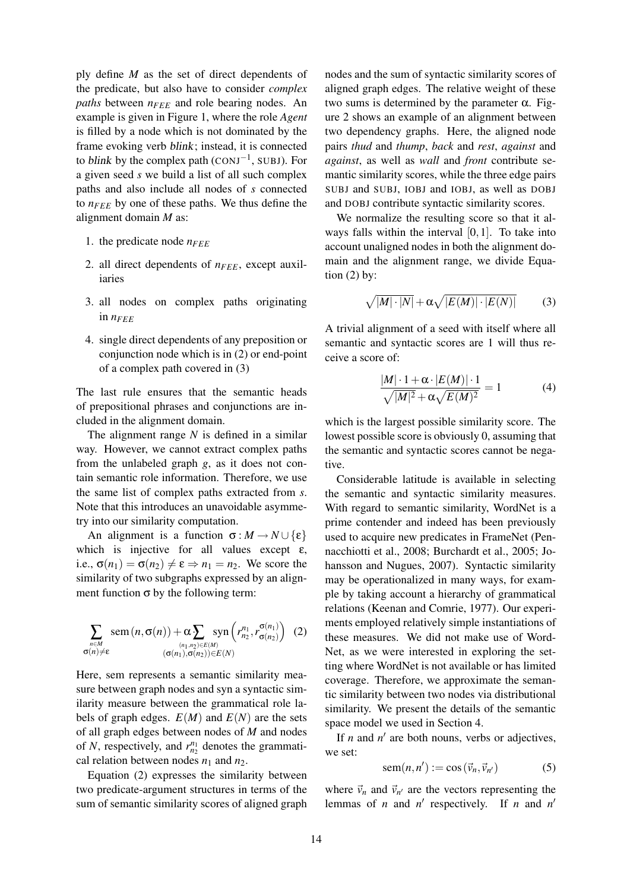ply define $M$ as the set of direct dependents of the predicate, but also have to consider *complex paths* between $n_{FEE}$ and role bearing nodes. An example is given in Figure 1, where the role *Agent* is filled by a node which is not dominated by the frame evoking verb *blink*; instead, it is connected to *blink* by the complex path (CONJ$^{-1}$, SUBJ). For a given seed $s$ we build a list of all such complex paths and also include all nodes of $s$ connected to $n_{FEE}$ by one of these paths. We thus define the alignment domain $M$ as:

1. the predicate node $n_{FEE}$
2. all direct dependents of $n_{FEE}$, except auxiliaries
3. all nodes on complex paths originating in $n_{FEE}$
4. single direct dependents of any preposition or conjunction node which is in (2) or end-point of a complex path covered in (3)

The last rule ensures that the semantic heads of prepositional phrases and conjunctions are included in the alignment domain.

The alignment range $N$ is defined in a similar way. However, we cannot extract complex paths from the unlabeled graph $g$, as it does not contain semantic role information. Therefore, we use the same list of complex paths extracted from $s$. Note that this introduces an unavoidable asymmetry into our similarity computation.

An alignment is a function $\sigma : M \to N \cup \{\varepsilon\}$ which is injective for all values except $\varepsilon$, i.e., $\sigma(n_1) = \sigma(n_2) \neq \varepsilon \Rightarrow n_1 = n_2$. We score the similarity of two subgraphs expressed by an alignment function $\sigma$ by the following term:

$$\sum_{\substack{n \in M \\ \sigma(n) \neq \varepsilon}} \mathrm{sem}\left(n, \sigma(n)\right) + \alpha \sum_{\substack{(n_1,n_2) \in E(M) \\ (\sigma(n_1),\sigma(n_2)) \in E(N)}} \mathrm{syn}\left(r_{n_2}^{n_1}, r_{\sigma(n_2)}^{\sigma(n_1)}\right) \quad (2)$$

Here, sem represents a semantic similarity measure between graph nodes and syn a syntactic similarity measure between the grammatical role labels of graph edges. $E(M)$ and $E(N)$ are the sets of all graph edges between nodes of $M$ and nodes of $N$, respectively, and $r_{n_2}^{n_1}$ denotes the grammatical relation between nodes $n_1$ and $n_2$.

Equation (2) expresses the similarity between two predicate-argument structures in terms of the sum of semantic similarity scores of aligned graph nodes and the sum of syntactic similarity scores of aligned graph edges. The relative weight of these two sums is determined by the parameter $\alpha$. Figure 2 shows an example of an alignment between two dependency graphs. Here, the aligned node pairs *thud* and *thump*, *back* and *rest*, *against* and *against*, as well as *wall* and *front* contribute semantic similarity scores, while the three edge pairs SUBJ and SUBJ, IOBJ and IOBJ, as well as DOBJ and DOBJ contribute syntactic similarity scores.

We normalize the resulting score so that it always falls within the interval $[0, 1]$. To take into account unaligned nodes in both the alignment domain and the alignment range, we divide Equation (2) by:

$$\sqrt{|M| \cdot |N|} + \alpha \sqrt{|E(M)| \cdot |E(N)|} \quad (3)$$

A trivial alignment of a seed with itself where all semantic and syntactic scores are 1 will thus receive a score of:

$$\frac{|M| \cdot 1 + \alpha \cdot |E(M)| \cdot 1}{\sqrt{|M|^2} + \alpha \sqrt{E(M)^2}} = 1 \quad (4)$$

which is the largest possible similarity score. The lowest possible score is obviously 0, assuming that the semantic and syntactic scores cannot be negative.

Considerable latitude is available in selecting the semantic and syntactic similarity measures. With regard to semantic similarity, WordNet is a prime contender and indeed has been previously used to acquire new predicates in FrameNet (Pennacchiotti et al., 2008; Burchardt et al., 2005; Johansson and Nugues, 2007). Syntactic similarity may be operationalized in many ways, for example by taking account a hierarchy of grammatical relations (Keenan and Comrie, 1977). Our experiments employed relatively simple instantiations of these measures. We did not make use of WordNet, as we were interested in exploring the setting where WordNet is not available or has limited coverage. Therefore, we approximate the semantic similarity between two nodes via distributional similarity. We present the details of the semantic space model we used in Section 4.

If $n$ and $n'$ are both nouns, verbs or adjectives, we set:

$$\mathrm{sem}(n, n') := \cos\left(\vec{v}_n, \vec{v}_{n'}\right) \quad (5)$$

where $\vec{v}_n$ and $\vec{v}_{n'}$ are the vectors representing the lemmas of $n$ and $n'$ respectively. If $n$ and $n'$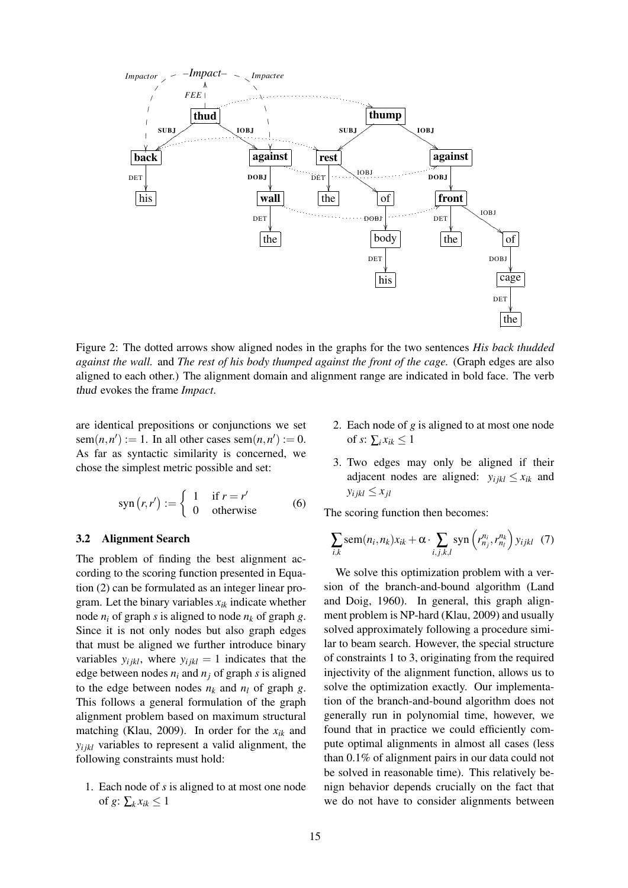Impactor – –Impact– – Impactee

FEE

thud

SUBJ IOBJ

back against

DET DOBJ

his wall

DET

the

thump

SUBJ IOBJ

rest against

DET IOBJ DOBJ

the of front

DOBJ DET IOBJ

body the of

DET DOBJ

his cage

DET

the

Figure 2: The dotted arrows show aligned nodes in the graphs for the two sentences *His back thudded against the wall.* and *The rest of his body thumped against the front of the cage.* (Graph edges are also aligned to each other.) The alignment domain and alignment range are indicated in bold face. The verb *thud* evokes the frame *Impact*.

are identical prepositions or conjunctions we set $\text{sem}(n, n') := 1$. In all other cases $\text{sem}(n, n') := 0$. As far as syntactic similarity is concerned, we chose the simplest metric possible and set:

$$\text{syn}\left(r, r'\right) := \begin{cases} 1 & \text{if } r = r' \\ 0 & \text{otherwise} \end{cases} \quad (6)$$

### 3.2 Alignment Search

The problem of finding the best alignment according to the scoring function presented in Equation (2) can be formulated as an integer linear program. Let the binary variables $x_{ik}$ indicate whether node $n_i$ of graph $s$ is aligned to node $n_k$ of graph $g$. Since it is not only nodes but also graph edges that must be aligned we further introduce binary variables $y_{ijkl}$, where $y_{ijkl} = 1$ indicates that the edge between nodes $n_i$ and $n_j$ of graph $s$ is aligned to the edge between nodes $n_k$ and $n_l$ of graph $g$. This follows a general formulation of the graph alignment problem based on maximum structural matching (Klau, 2009). In order for the $x_{ik}$ and $y_{ijkl}$ variables to represent a valid alignment, the following constraints must hold:

1. Each node of $s$ is aligned to at most one node of $g$: $\sum_k x_{ik} \leq 1$
2. Each node of $g$ is aligned to at most one node of $s$: $\sum_i x_{ik} \leq 1$
3. Two edges may only be aligned if their adjacent nodes are aligned: $y_{ijkl} \leq x_{ik}$ and $y_{ijkl} \leq x_{jl}$

The scoring function then becomes:

$$\sum_{i,k} \text{sem}(n_i, n_k) x_{ik} + \alpha \cdot \sum_{i,j,k,l} \text{syn}\left(r_{n_j}^{n_i}, r_{n_l}^{n_k}\right) y_{ijkl} \quad (7)$$

We solve this optimization problem with a version of the branch-and-bound algorithm (Land and Doig, 1960). In general, this graph alignment problem is NP-hard (Klau, 2009) and usually solved approximately following a procedure similar to beam search. However, the special structure of constraints 1 to 3, originating from the required injectivity of the alignment function, allows us to solve the optimization exactly. Our implementation of the branch-and-bound algorithm does not generally run in polynomial time, however, we found that in practice we could efficiently compute optimal alignments in almost all cases (less than 0.1% of alignment pairs in our data could not be solved in reasonable time). This relatively benign behavior depends crucially on the fact that we do not have to consider alignments between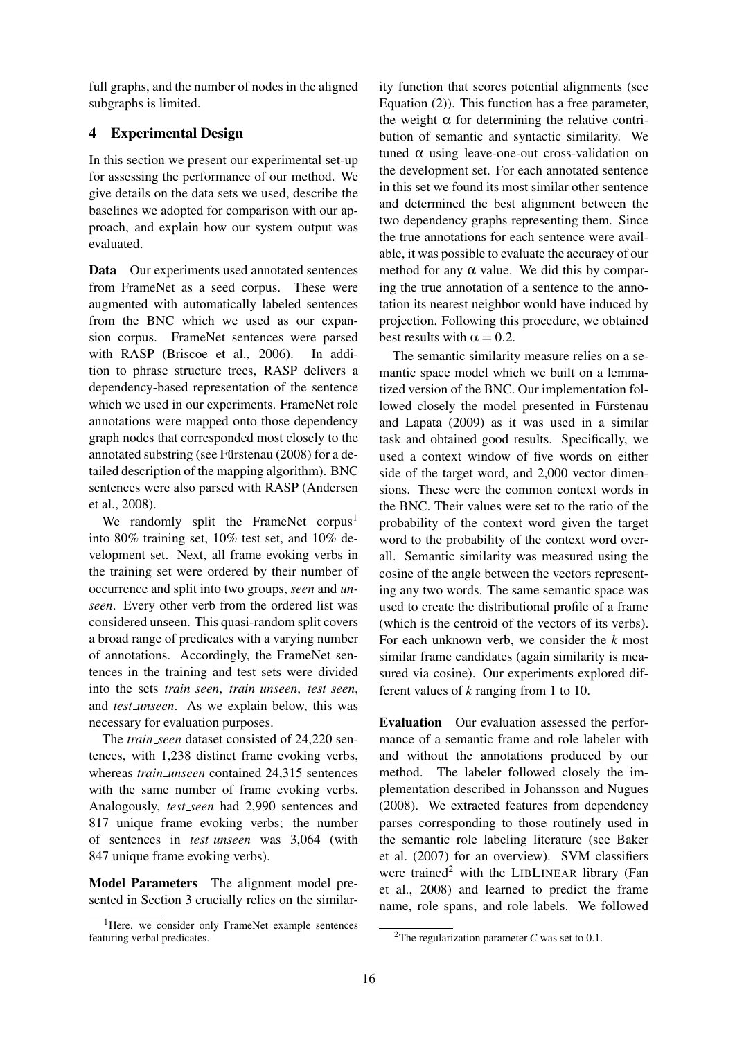full graphs, and the number of nodes in the aligned subgraphs is limited.

## 4 Experimental Design

In this section we present our experimental set-up for assessing the performance of our method. We give details on the data sets we used, describe the baselines we adopted for comparison with our approach, and explain how our system output was evaluated.

**Data** Our experiments used annotated sentences from FrameNet as a seed corpus. These were augmented with automatically labeled sentences from the BNC which we used as our expansion corpus. FrameNet sentences were parsed with RASP (Briscoe et al., 2006). In addition to phrase structure trees, RASP delivers a dependency-based representation of the sentence which we used in our experiments. FrameNet role annotations were mapped onto those dependency graph nodes that corresponded most closely to the annotated substring (see Fürstenau (2008) for a detailed description of the mapping algorithm). BNC sentences were also parsed with RASP (Andersen et al., 2008).

We randomly split the FrameNet corpus[1] into 80% training set, 10% test set, and 10% development set. Next, all frame evoking verbs in the training set were ordered by their number of occurrence and split into two groups, *seen* and *unseen*. Every other verb from the ordered list was considered unseen. This quasi-random split covers a broad range of predicates with a varying number of annotations. Accordingly, the FrameNet sentences in the training and test sets were divided into the sets *train_seen*, *train_unseen*, *test_seen*, and *test_unseen*. As we explain below, this was necessary for evaluation purposes.

The *train_seen* dataset consisted of 24,220 sentences, with 1,238 distinct frame evoking verbs, whereas *train_unseen* contained 24,315 sentences with the same number of frame evoking verbs. Analogously, *test_seen* had 2,990 sentences and 817 unique frame evoking verbs; the number of sentences in *test_unseen* was 3,064 (with 847 unique frame evoking verbs).

**Model Parameters** The alignment model presented in Section 3 crucially relies on the similarity function that scores potential alignments (see Equation (2)). This function has a free parameter, the weight $\alpha$ for determining the relative contribution of semantic and syntactic similarity. We tuned $\alpha$ using leave-one-out cross-validation on the development set. For each annotated sentence in this set we found its most similar other sentence and determined the best alignment between the two dependency graphs representing them. Since the true annotations for each sentence were available, it was possible to evaluate the accuracy of our method for any $\alpha$ value. We did this by comparing the true annotation of a sentence to the annotation its nearest neighbor would have induced by projection. Following this procedure, we obtained best results with $\alpha = 0.2$.

The semantic similarity measure relies on a semantic space model which we built on a lemmatized version of the BNC. Our implementation followed closely the model presented in Fürstenau and Lapata (2009) as it was used in a similar task and obtained good results. Specifically, we used a context window of five words on either side of the target word, and 2,000 vector dimensions. These were the common context words in the BNC. Their values were set to the ratio of the probability of the context word given the target word to the probability of the context word overall. Semantic similarity was measured using the cosine of the angle between the vectors representing any two words. The same semantic space was used to create the distributional profile of a frame (which is the centroid of the vectors of its verbs). For each unknown verb, we consider the $k$ most similar frame candidates (again similarity is measured via cosine). Our experiments explored different values of $k$ ranging from 1 to 10.

**Evaluation** Our evaluation assessed the performance of a semantic frame and role labeler with and without the annotations produced by our method. The labeler followed closely the implementation described in Johansson and Nugues (2008). We extracted features from dependency parses corresponding to those routinely used in the semantic role labeling literature (see Baker et al. (2007) for an overview). SVM classifiers were trained[2] with the LIBLINEAR library (Fan et al., 2008) and learned to predict the frame name, role spans, and role labels. We followed

[1] Here, we consider only FrameNet example sentences featuring verbal predicates.

[2] The regularization parameter $C$ was set to 0.1.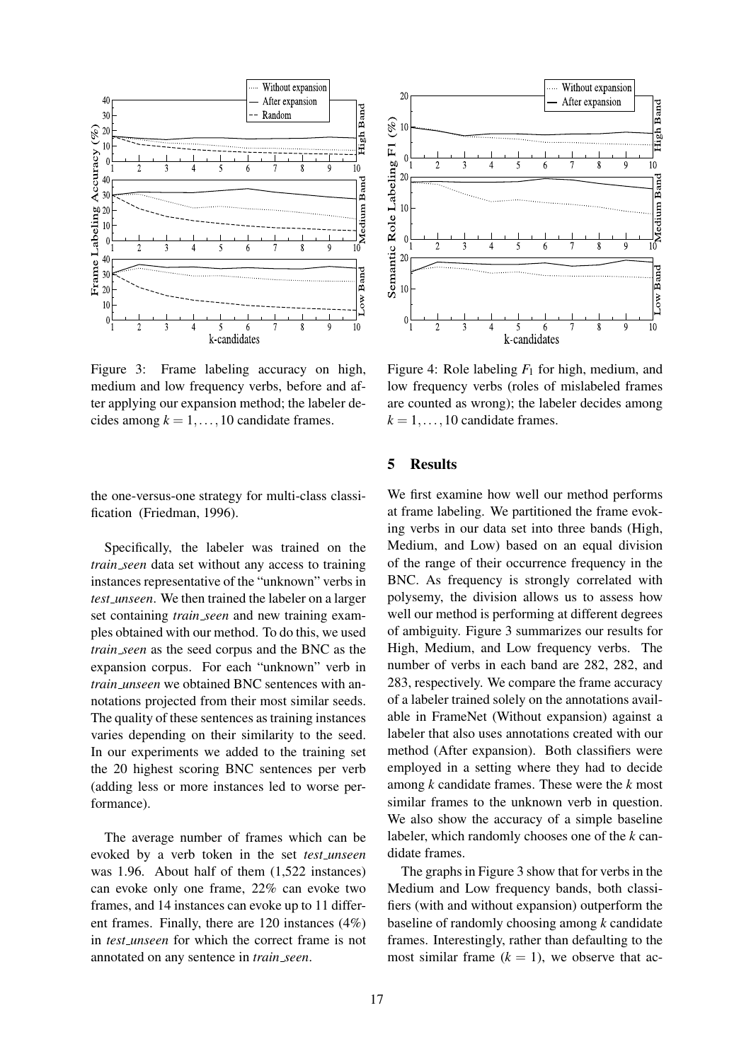Frame Labeling Accuracy (%)

Without expansion
After expansion
Random

High Band
40
30
20
10
0
1 2 3 4 5 6 7 8 9 10

Medium Band
40
30
20
10
0
1 2 3 4 5 6 7 8 9 10

Low Band
40
30
20
10
0
1 2 3 4 5 6 7 8 9 10

k-candidates

Figure 3: Frame labeling accuracy on high, medium and low frequency verbs, before and after applying our expansion method; the labeler decides among $k = 1, \ldots, 10$ candidate frames.

Semantic Role Labeling F1 (%)

Without expansion
After expansion

High Band
20
10
0
1 2 3 4 5 6 7 8 9 10

Medium Band
20
10
0
1 2 3 4 5 6 7 8 9 10

Low Band
20
10
0
1 2 3 4 5 6 7 8 9 10

k-candidates

Figure 4: Role labeling $F_1$ for high, medium, and low frequency verbs (roles of mislabeled frames are counted as wrong); the labeler decides among $k = 1, \ldots, 10$ candidate frames.

the one-versus-one strategy for multi-class classification (Friedman, 1996).

Specifically, the labeler was trained on the *train_seen* data set without any access to training instances representative of the "unknown" verbs in *test_unseen*. We then trained the labeler on a larger set containing *train_seen* and new training examples obtained with our method. To do this, we used *train_seen* as the seed corpus and the BNC as the expansion corpus. For each "unknown" verb in *train_unseen* we obtained BNC sentences with annotations projected from their most similar seeds. The quality of these sentences as training instances varies depending on their similarity to the seed. In our experiments we added to the training set the 20 highest scoring BNC sentences per verb (adding less or more instances led to worse performance).

The average number of frames which can be evoked by a verb token in the set *test_unseen* was 1.96. About half of them (1,522 instances) can evoke only one frame, 22% can evoke two frames, and 14 instances can evoke up to 11 different frames. Finally, there are 120 instances (4%) in *test_unseen* for which the correct frame is not annotated on any sentence in *train_seen*.

## 5 Results

We first examine how well our method performs at frame labeling. We partitioned the frame evoking verbs in our data set into three bands (High, Medium, and Low) based on an equal division of the range of their occurrence frequency in the BNC. As frequency is strongly correlated with polysemy, the division allows us to assess how well our method is performing at different degrees of ambiguity. Figure 3 summarizes our results for High, Medium, and Low frequency verbs. The number of verbs in each band are 282, 282, and 283, respectively. We compare the frame accuracy of a labeler trained solely on the annotations available in FrameNet (Without expansion) against a labeler that also uses annotations created with our method (After expansion). Both classifiers were employed in a setting where they had to decide among *k* candidate frames. These were the *k* most similar frames to the unknown verb in question. We also show the accuracy of a simple baseline labeler, which randomly chooses one of the *k* candidate frames.

The graphs in Figure 3 show that for verbs in the Medium and Low frequency bands, both classifiers (with and without expansion) outperform the baseline of randomly choosing among *k* candidate frames. Interestingly, rather than defaulting to the most similar frame ($k = 1$), we observe that ac-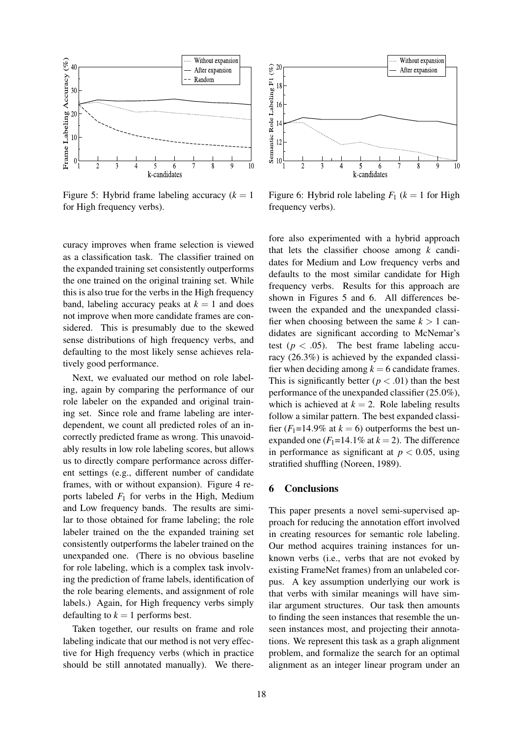Frame Labeling Accuracy (%)

40

30

20

10

0

1 2 3 4 5 6 7 8 9 10

k-candidates

Without expansion

After expansion

Random

Figure 5: Hybrid frame labeling accuracy ($k = 1$ for High frequency verbs).

Semantic Role Labeling F1 (%)

20

18

16

14

12

10

1 2 3 4 5 6 7 8 9 10

k-candidates

Without expansion

After expansion

Figure 6: Hybrid role labeling $F_1$ ($k = 1$ for High frequency verbs).

curacy improves when frame selection is viewed as a classification task. The classifier trained on the expanded training set consistently outperforms the one trained on the original training set. While this is also true for the verbs in the High frequency band, labeling accuracy peaks at $k = 1$ and does not improve when more candidate frames are considered. This is presumably due to the skewed sense distributions of high frequency verbs, and defaulting to the most likely sense achieves relatively good performance.

Next, we evaluated our method on role labeling, again by comparing the performance of our role labeler on the expanded and original training set. Since role and frame labeling are interdependent, we count all predicted roles of an incorrectly predicted frame as wrong. This unavoidably results in low role labeling scores, but allows us to directly compare performance across different settings (e.g., different number of candidate frames, with or without expansion). Figure 4 reports labeled $F_1$ for verbs in the High, Medium and Low frequency bands. The results are similar to those obtained for frame labeling; the role labeler trained on the the expanded training set consistently outperforms the labeler trained on the unexpanded one. (There is no obvious baseline for role labeling, which is a complex task involving the prediction of frame labels, identification of the role bearing elements, and assignment of role labels.) Again, for High frequency verbs simply defaulting to $k = 1$ performs best.

Taken together, our results on frame and role labeling indicate that our method is not very effective for High frequency verbs (which in practice should be still annotated manually). We therefore also experimented with a hybrid approach that lets the classifier choose among $k$ candidates for Medium and Low frequency verbs and defaults to the most similar candidate for High frequency verbs. Results for this approach are shown in Figures 5 and 6. All differences between the expanded and the unexpanded classifier when choosing between the same $k > 1$ candidates are significant according to McNemar's test ($p < .05$). The best frame labeling accuracy (26.3%) is achieved by the expanded classifier when deciding among $k = 6$ candidate frames. This is significantly better ($p < .01$) than the best performance of the unexpanded classifier (25.0%), which is achieved at $k = 2$. Role labeling results follow a similar pattern. The best expanded classifier ($F_1$=14.9% at $k = 6$) outperforms the best unexpanded one ($F_1$=14.1% at $k = 2$). The difference in performance as significant at $p < 0.05$, using stratified shuffling (Noreen, 1989).

## 6 Conclusions

This paper presents a novel semi-supervised approach for reducing the annotation effort involved in creating resources for semantic role labeling. Our method acquires training instances for unknown verbs (i.e., verbs that are not evoked by existing FrameNet frames) from an unlabeled corpus. A key assumption underlying our work is that verbs with similar meanings will have similar argument structures. Our task then amounts to finding the seen instances that resemble the unseen instances most, and projecting their annotations. We represent this task as a graph alignment problem, and formalize the search for an optimal alignment as an integer linear program under an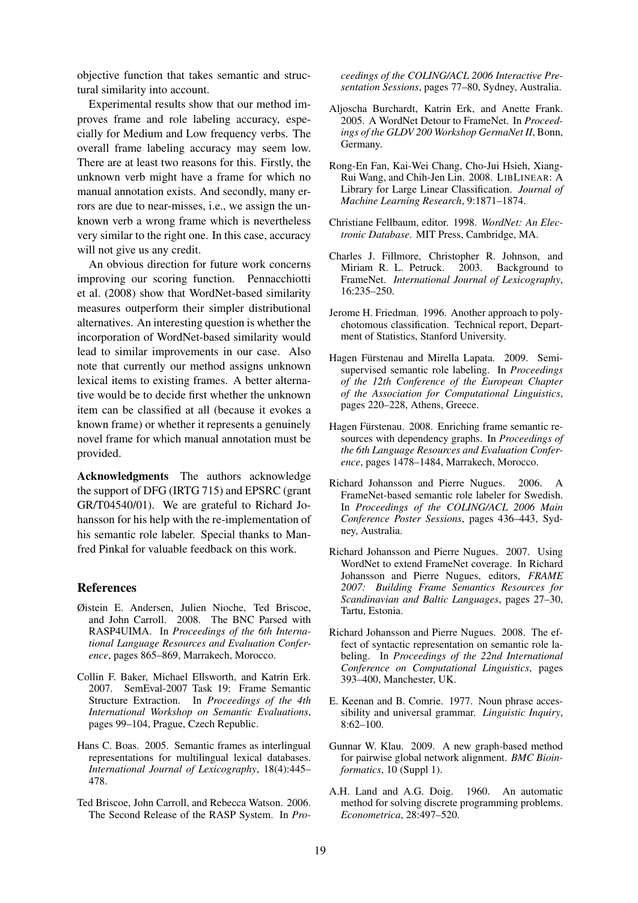objective function that takes semantic and structural similarity into account.

Experimental results show that our method improves frame and role labeling accuracy, especially for Medium and Low frequency verbs. The overall frame labeling accuracy may seem low. There are at least two reasons for this. Firstly, the unknown verb might have a frame for which no manual annotation exists. And secondly, many errors are due to near-misses, i.e., we assign the unknown verb a wrong frame which is nevertheless very similar to the right one. In this case, accuracy will not give us any credit.

An obvious direction for future work concerns improving our scoring function. Pennacchiotti et al. (2008) show that WordNet-based similarity measures outperform their simpler distributional alternatives. An interesting question is whether the incorporation of WordNet-based similarity would lead to similar improvements in our case. Also note that currently our method assigns unknown lexical items to existing frames. A better alternative would be to decide first whether the unknown item can be classified at all (because it evokes a known frame) or whether it represents a genuinely novel frame for which manual annotation must be provided.

**Acknowledgments** The authors acknowledge the support of DFG (IRTG 715) and EPSRC (grant GR/T04540/01). We are grateful to Richard Johansson for his help with the re-implementation of his semantic role labeler. Special thanks to Manfred Pinkal for valuable feedback on this work.

## References

Øistein E. Andersen, Julien Nioche, Ted Briscoe, and John Carroll. 2008. The BNC Parsed with RASP4UIMA. In *Proceedings of the 6th International Language Resources and Evaluation Conference*, pages 865–869, Marrakech, Morocco.

Collin F. Baker, Michael Ellsworth, and Katrin Erk. 2007. SemEval-2007 Task 19: Frame Semantic Structure Extraction. In *Proceedings of the 4th International Workshop on Semantic Evaluations*, pages 99–104, Prague, Czech Republic.

Hans C. Boas. 2005. Semantic frames as interlingual representations for multilingual lexical databases. *International Journal of Lexicography*, 18(4):445–478.

Ted Briscoe, John Carroll, and Rebecca Watson. 2006. The Second Release of the RASP System. In *Proceedings of the COLING/ACL 2006 Interactive Presentation Sessions*, pages 77–80, Sydney, Australia.

Aljoscha Burchardt, Katrin Erk, and Anette Frank. 2005. A WordNet Detour to FrameNet. In *Proceedings of the GLDV 200 Workshop GermaNet II*, Bonn, Germany.

Rong-En Fan, Kai-Wei Chang, Cho-Jui Hsieh, Xiang-Rui Wang, and Chih-Jen Lin. 2008. LIBLINEAR: A Library for Large Linear Classification. *Journal of Machine Learning Research*, 9:1871–1874.

Christiane Fellbaum, editor. 1998. *WordNet: An Electronic Database*. MIT Press, Cambridge, MA.

Charles J. Fillmore, Christopher R. Johnson, and Miriam R. L. Petruck. 2003. Background to FrameNet. *International Journal of Lexicography*, 16:235–250.

Jerome H. Friedman. 1996. Another approach to polychotomous classification. Technical report, Department of Statistics, Stanford University.

Hagen Fürstenau and Mirella Lapata. 2009. Semi-supervised semantic role labeling. In *Proceedings of the 12th Conference of the European Chapter of the Association for Computational Linguistics*, pages 220–228, Athens, Greece.

Hagen Fürstenau. 2008. Enriching frame semantic resources with dependency graphs. In *Proceedings of the 6th Language Resources and Evaluation Conference*, pages 1478–1484, Marrakech, Morocco.

Richard Johansson and Pierre Nugues. 2006. A FrameNet-based semantic role labeler for Swedish. In *Proceedings of the COLING/ACL 2006 Main Conference Poster Sessions*, pages 436–443, Sydney, Australia.

Richard Johansson and Pierre Nugues. 2007. Using WordNet to extend FrameNet coverage. In Richard Johansson and Pierre Nugues, editors, *FRAME 2007: Building Frame Semantics Resources for Scandinavian and Baltic Languages*, pages 27–30, Tartu, Estonia.

Richard Johansson and Pierre Nugues. 2008. The effect of syntactic representation on semantic role labeling. In *Proceedings of the 22nd International Conference on Computational Linguistics*, pages 393–400, Manchester, UK.

E. Keenan and B. Comrie. 1977. Noun phrase accessibility and universal grammar. *Linguistic Inquiry*, 8:62–100.

Gunnar W. Klau. 2009. A new graph-based method for pairwise global network alignment. *BMC Bioinformatics*, 10 (Suppl 1).

A.H. Land and A.G. Doig. 1960. An automatic method for solving discrete programming problems. *Econometrica*, 28:497–520.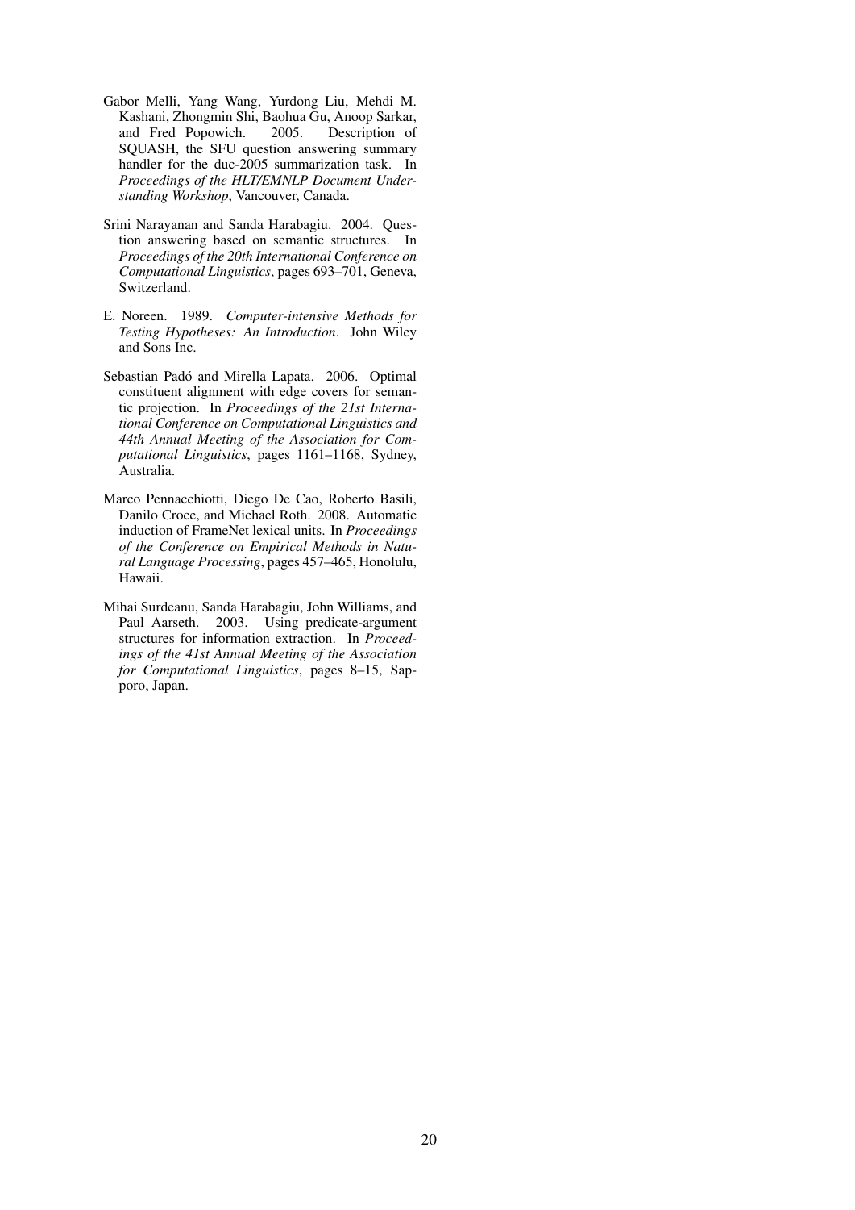Gabor Melli, Yang Wang, Yurdong Liu, Mehdi M. Kashani, Zhongmin Shi, Baohua Gu, Anoop Sarkar, and Fred Popowich. 2005. Description of SQUASH, the SFU question answering summary handler for the duc-2005 summarization task. In *Proceedings of the HLT/EMNLP Document Understanding Workshop*, Vancouver, Canada.

Srini Narayanan and Sanda Harabagiu. 2004. Question answering based on semantic structures. In *Proceedings of the 20th International Conference on Computational Linguistics*, pages 693–701, Geneva, Switzerland.

E. Noreen. 1989. *Computer-intensive Methods for Testing Hypotheses: An Introduction*. John Wiley and Sons Inc.

Sebastian Padó and Mirella Lapata. 2006. Optimal constituent alignment with edge covers for semantic projection. In *Proceedings of the 21st International Conference on Computational Linguistics and 44th Annual Meeting of the Association for Computational Linguistics*, pages 1161–1168, Sydney, Australia.

Marco Pennacchiotti, Diego De Cao, Roberto Basili, Danilo Croce, and Michael Roth. 2008. Automatic induction of FrameNet lexical units. In *Proceedings of the Conference on Empirical Methods in Natural Language Processing*, pages 457–465, Honolulu, Hawaii.

Mihai Surdeanu, Sanda Harabagiu, John Williams, and Paul Aarseth. 2003. Using predicate-argument structures for information extraction. In *Proceedings of the 41st Annual Meeting of the Association for Computational Linguistics*, pages 8–15, Sapporo, Japan.